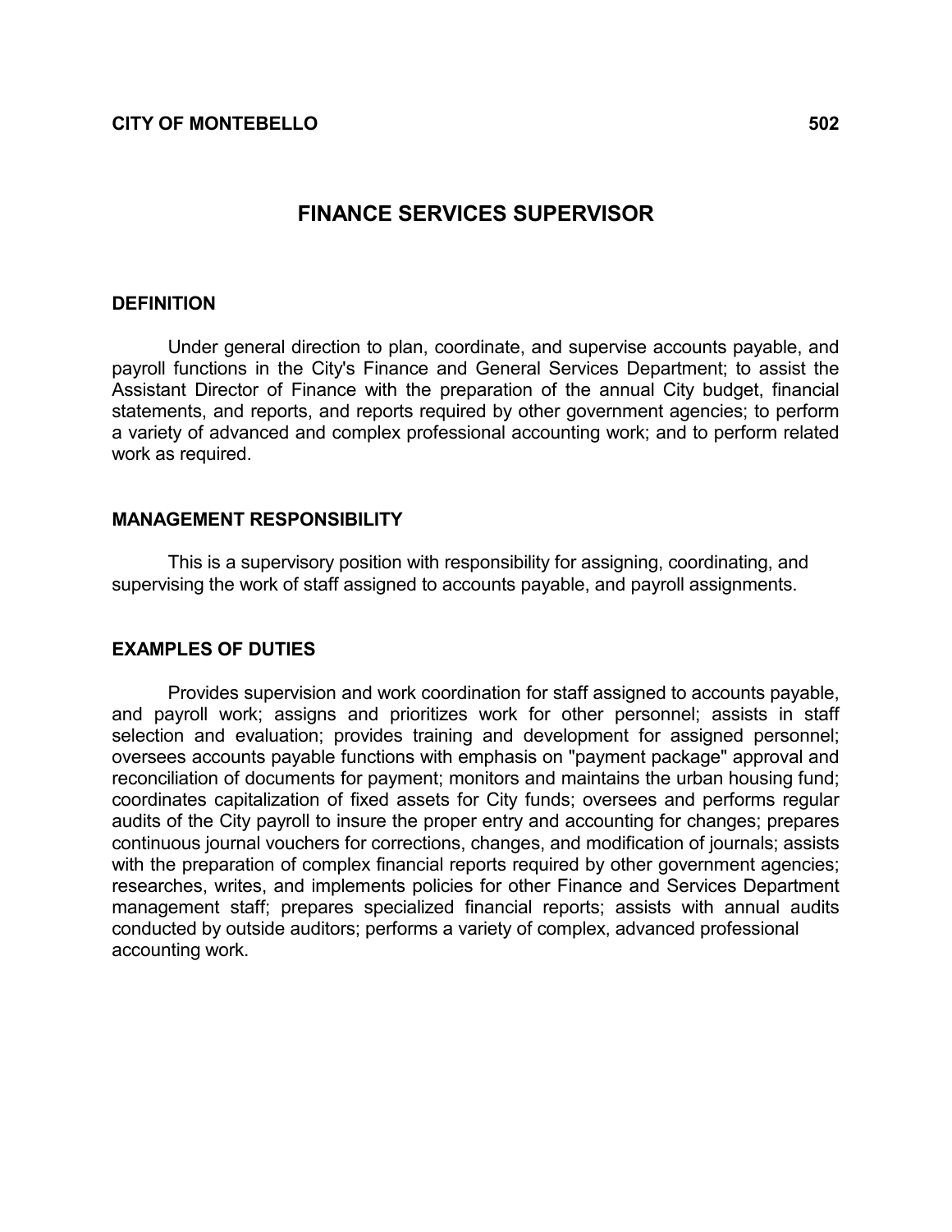**CITY OF MONTEBELLO** **502**

# FINANCE SERVICES SUPERVISOR

## DEFINITION

Under general direction to plan, coordinate, and supervise accounts payable, and payroll functions in the City's Finance and General Services Department; to assist the Assistant Director of Finance with the preparation of the annual City budget, financial statements, and reports, and reports required by other government agencies; to perform a variety of advanced and complex professional accounting work; and to perform related work as required.

## MANAGEMENT RESPONSIBILITY

This is a supervisory position with responsibility for assigning, coordinating, and supervising the work of staff assigned to accounts payable, and payroll assignments.

## EXAMPLES OF DUTIES

Provides supervision and work coordination for staff assigned to accounts payable, and payroll work; assigns and prioritizes work for other personnel; assists in staff selection and evaluation; provides training and development for assigned personnel; oversees accounts payable functions with emphasis on "payment package" approval and reconciliation of documents for payment; monitors and maintains the urban housing fund; coordinates capitalization of fixed assets for City funds; oversees and performs regular audits of the City payroll to insure the proper entry and accounting for changes; prepares continuous journal vouchers for corrections, changes, and modification of journals; assists with the preparation of complex financial reports required by other government agencies; researches, writes, and implements policies for other Finance and Services Department management staff; prepares specialized financial reports; assists with annual audits conducted by outside auditors; performs a variety of complex, advanced professional accounting work.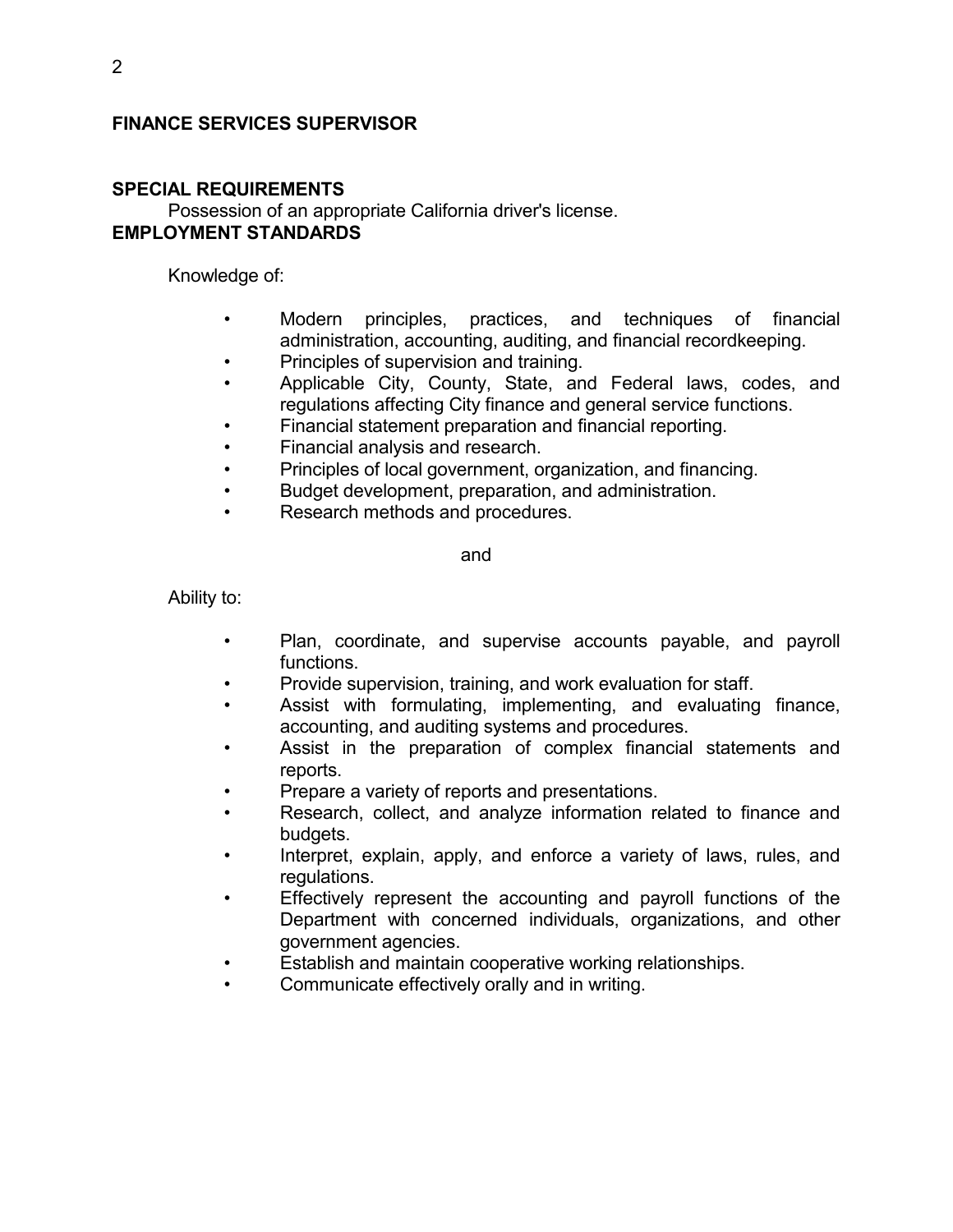**FINANCE SERVICES SUPERVISOR**

**SPECIAL REQUIREMENTS**

Possession of an appropriate California driver's license.

**EMPLOYMENT STANDARDS**

Knowledge of:

- Modern principles, practices, and techniques of financial administration, accounting, auditing, and financial recordkeeping.
- Principles of supervision and training.
- Applicable City, County, State, and Federal laws, codes, and regulations affecting City finance and general service functions.
- Financial statement preparation and financial reporting.
- Financial analysis and research.
- Principles of local government, organization, and financing.
- Budget development, preparation, and administration.
- Research methods and procedures.

and

Ability to:

- Plan, coordinate, and supervise accounts payable, and payroll functions.
- Provide supervision, training, and work evaluation for staff.
- Assist with formulating, implementing, and evaluating finance, accounting, and auditing systems and procedures.
- Assist in the preparation of complex financial statements and reports.
- Prepare a variety of reports and presentations.
- Research, collect, and analyze information related to finance and budgets.
- Interpret, explain, apply, and enforce a variety of laws, rules, and regulations.
- Effectively represent the accounting and payroll functions of the Department with concerned individuals, organizations, and other government agencies.
- Establish and maintain cooperative working relationships.
- Communicate effectively orally and in writing.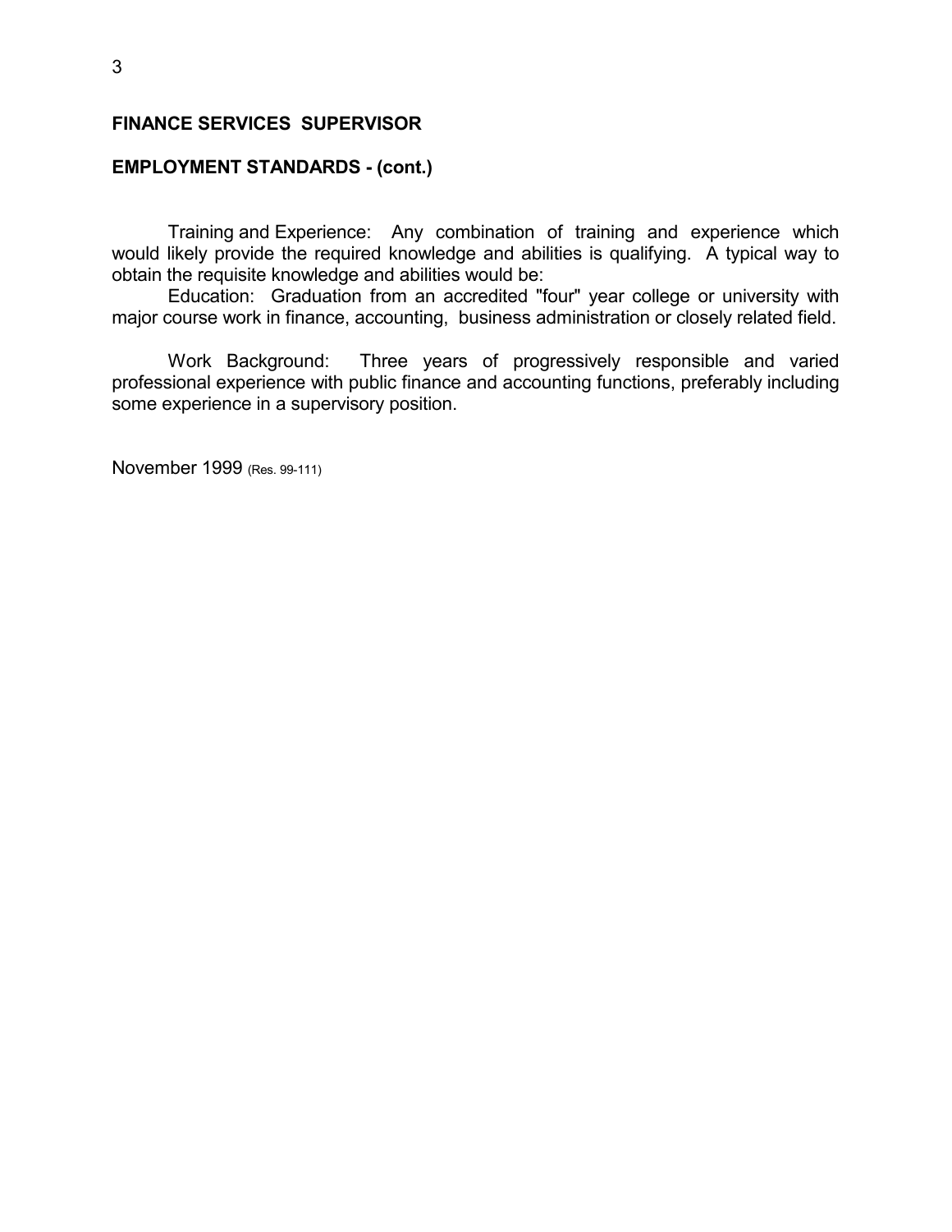**FINANCE SERVICES SUPERVISOR**

**EMPLOYMENT STANDARDS - (cont.)**

Training and Experience: Any combination of training and experience which would likely provide the required knowledge and abilities is qualifying. A typical way to obtain the requisite knowledge and abilities would be:

Education: Graduation from an accredited "four" year college or university with major course work in finance, accounting, business administration or closely related field.

Work Background: Three years of progressively responsible and varied professional experience with public finance and accounting functions, preferably including some experience in a supervisory position.

November 1999 (Res. 99-111)